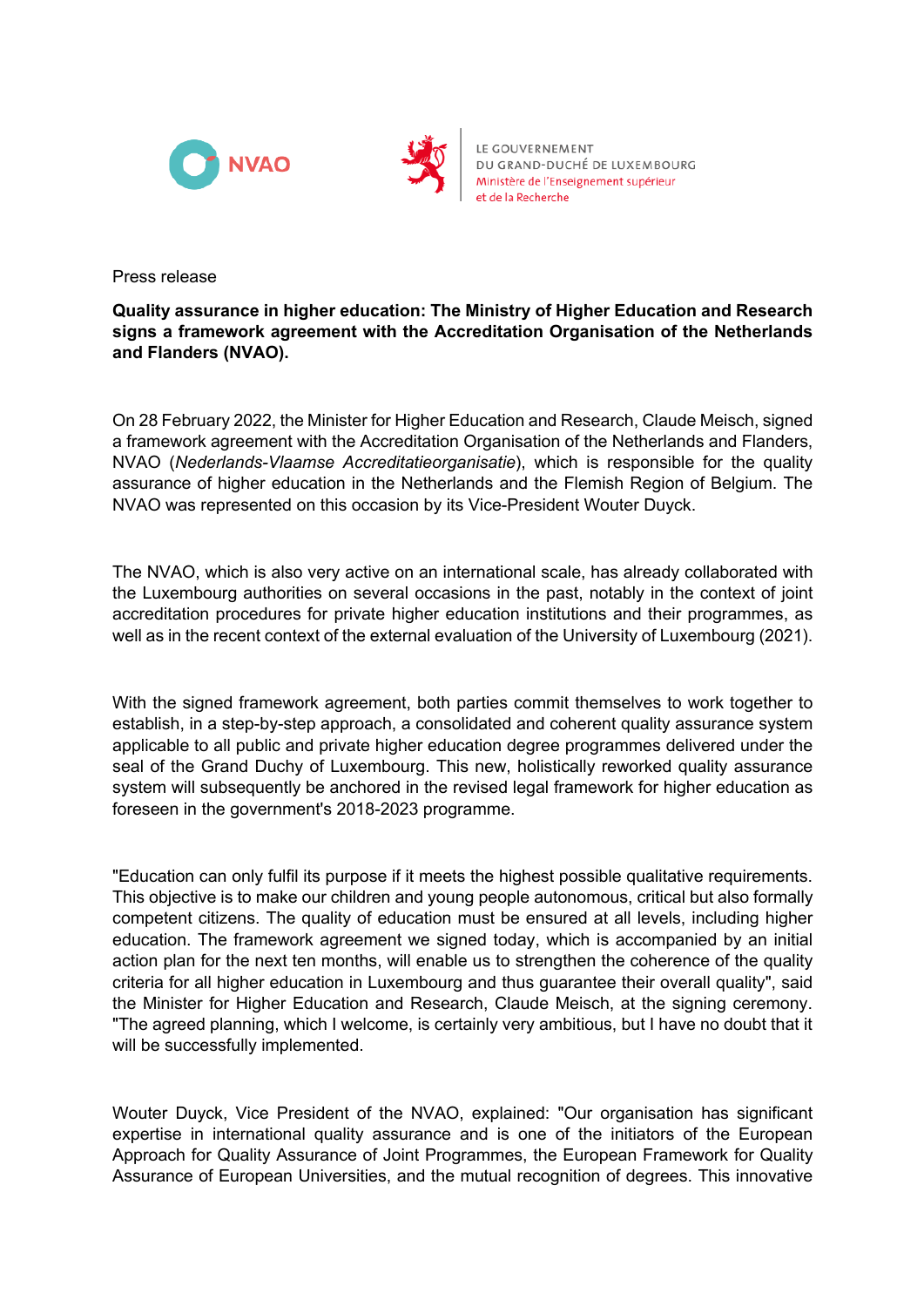NVAO

LE GOUVERNEMENT
DU GRAND-DUCHÉ DE LUXEMBOURG
Ministère de l'Enseignement supérieur
et de la Recherche

Press release

**Quality assurance in higher education: The Ministry of Higher Education and Research signs a framework agreement with the Accreditation Organisation of the Netherlands and Flanders (NVAO).**

On 28 February 2022, the Minister for Higher Education and Research, Claude Meisch, signed a framework agreement with the Accreditation Organisation of the Netherlands and Flanders, NVAO (*Nederlands-Vlaamse Accreditatieorganisatie*), which is responsible for the quality assurance of higher education in the Netherlands and the Flemish Region of Belgium. The NVAO was represented on this occasion by its Vice-President Wouter Duyck.

The NVAO, which is also very active on an international scale, has already collaborated with the Luxembourg authorities on several occasions in the past, notably in the context of joint accreditation procedures for private higher education institutions and their programmes, as well as in the recent context of the external evaluation of the University of Luxembourg (2021).

With the signed framework agreement, both parties commit themselves to work together to establish, in a step-by-step approach, a consolidated and coherent quality assurance system applicable to all public and private higher education degree programmes delivered under the seal of the Grand Duchy of Luxembourg. This new, holistically reworked quality assurance system will subsequently be anchored in the revised legal framework for higher education as foreseen in the government's 2018-2023 programme.

"Education can only fulfil its purpose if it meets the highest possible qualitative requirements. This objective is to make our children and young people autonomous, critical but also formally competent citizens. The quality of education must be ensured at all levels, including higher education. The framework agreement we signed today, which is accompanied by an initial action plan for the next ten months, will enable us to strengthen the coherence of the quality criteria for all higher education in Luxembourg and thus guarantee their overall quality", said the Minister for Higher Education and Research, Claude Meisch, at the signing ceremony. "The agreed planning, which I welcome, is certainly very ambitious, but I have no doubt that it will be successfully implemented.

Wouter Duyck, Vice President of the NVAO, explained: "Our organisation has significant expertise in international quality assurance and is one of the initiators of the European Approach for Quality Assurance of Joint Programmes, the European Framework for Quality Assurance of European Universities, and the mutual recognition of degrees. This innovative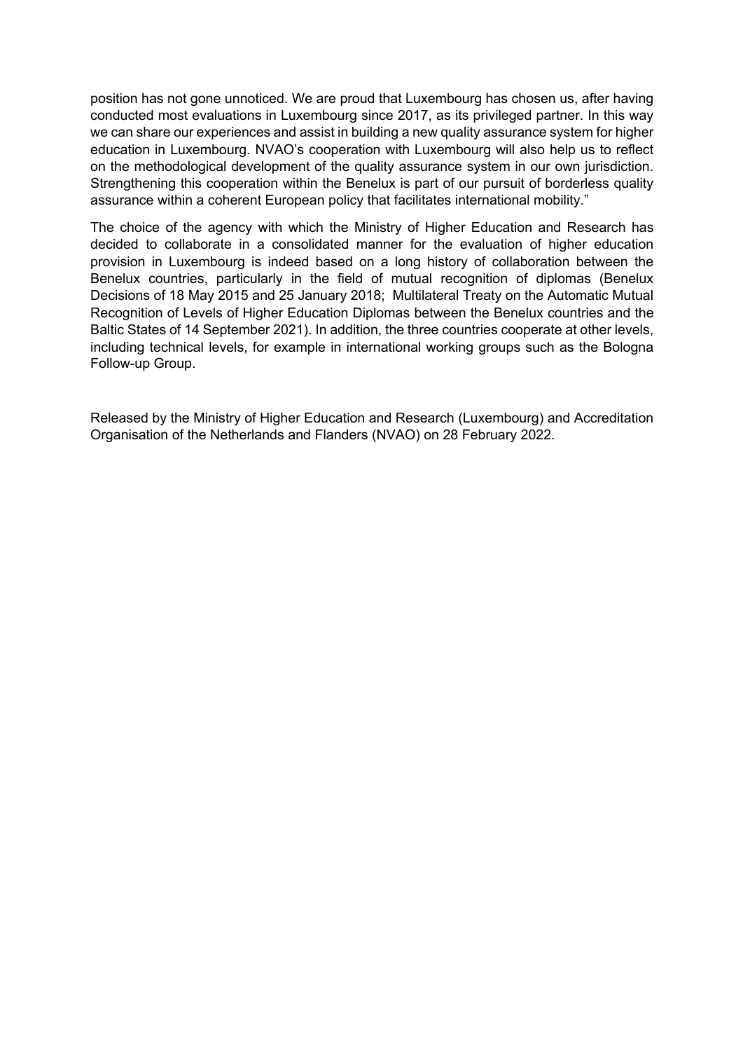position has not gone unnoticed. We are proud that Luxembourg has chosen us, after having conducted most evaluations in Luxembourg since 2017, as its privileged partner. In this way we can share our experiences and assist in building a new quality assurance system for higher education in Luxembourg. NVAO's cooperation with Luxembourg will also help us to reflect on the methodological development of the quality assurance system in our own jurisdiction. Strengthening this cooperation within the Benelux is part of our pursuit of borderless quality assurance within a coherent European policy that facilitates international mobility."

The choice of the agency with which the Ministry of Higher Education and Research has decided to collaborate in a consolidated manner for the evaluation of higher education provision in Luxembourg is indeed based on a long history of collaboration between the Benelux countries, particularly in the field of mutual recognition of diplomas (Benelux Decisions of 18 May 2015 and 25 January 2018; Multilateral Treaty on the Automatic Mutual Recognition of Levels of Higher Education Diplomas between the Benelux countries and the Baltic States of 14 September 2021). In addition, the three countries cooperate at other levels, including technical levels, for example in international working groups such as the Bologna Follow-up Group.

Released by the Ministry of Higher Education and Research (Luxembourg) and Accreditation Organisation of the Netherlands and Flanders (NVAO) on 28 February 2022.